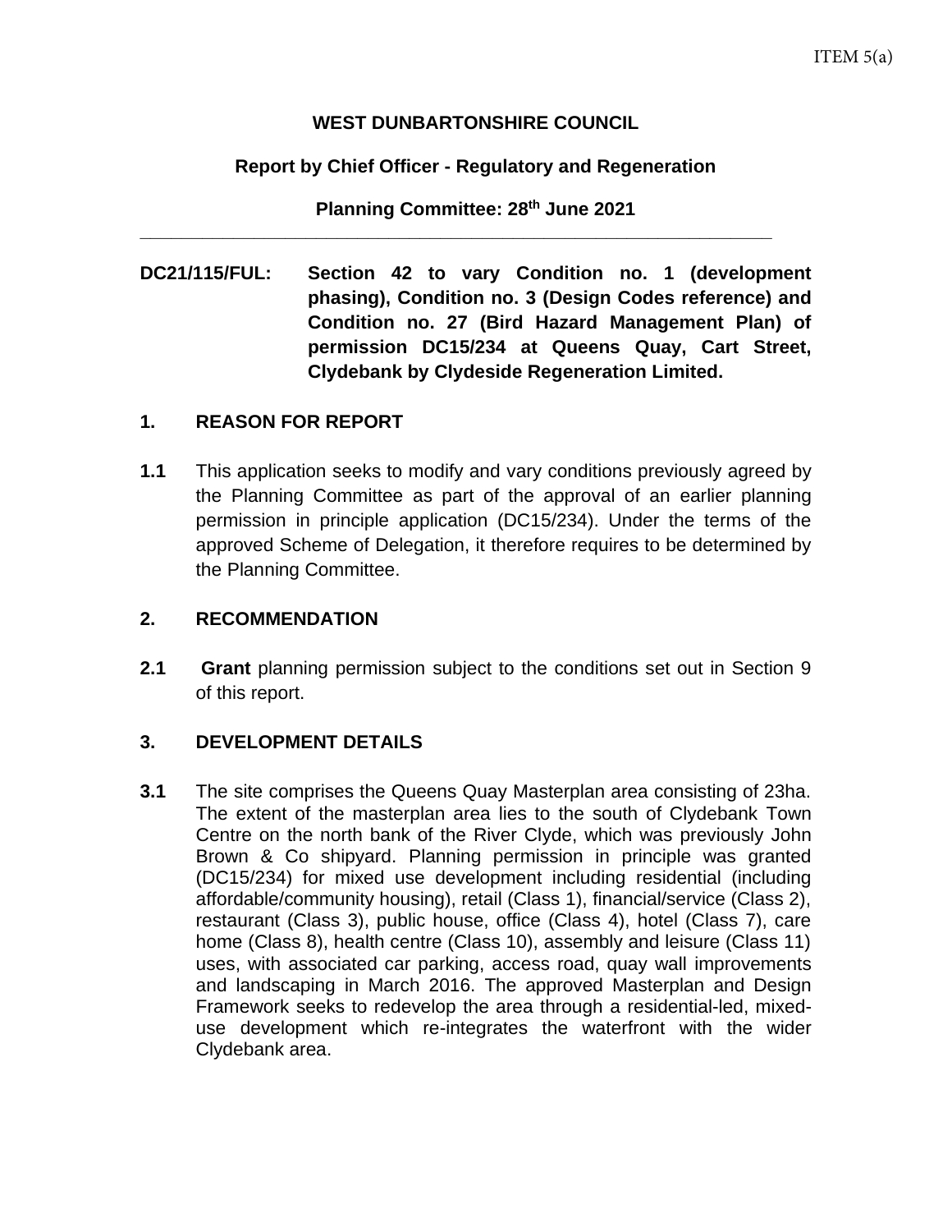ITEM 5(a)

**WEST DUNBARTONSHIRE COUNCIL**

**Report by Chief Officer - Regulatory and Regeneration**

**Planning Committee: 28th June 2021**

---

**DC21/115/FUL: Section 42 to vary Condition no. 1 (development phasing), Condition no. 3 (Design Codes reference) and Condition no. 27 (Bird Hazard Management Plan) of permission DC15/234 at Queens Quay, Cart Street, Clydebank by Clydeside Regeneration Limited.**

## 1. REASON FOR REPORT

**1.1** This application seeks to modify and vary conditions previously agreed by the Planning Committee as part of the approval of an earlier planning permission in principle application (DC15/234). Under the terms of the approved Scheme of Delegation, it therefore requires to be determined by the Planning Committee.

## 2. RECOMMENDATION

**2.1** **Grant** planning permission subject to the conditions set out in Section 9 of this report.

## 3. DEVELOPMENT DETAILS

**3.1** The site comprises the Queens Quay Masterplan area consisting of 23ha. The extent of the masterplan area lies to the south of Clydebank Town Centre on the north bank of the River Clyde, which was previously John Brown & Co shipyard. Planning permission in principle was granted (DC15/234) for mixed use development including residential (including affordable/community housing), retail (Class 1), financial/service (Class 2), restaurant (Class 3), public house, office (Class 4), hotel (Class 7), care home (Class 8), health centre (Class 10), assembly and leisure (Class 11) uses, with associated car parking, access road, quay wall improvements and landscaping in March 2016. The approved Masterplan and Design Framework seeks to redevelop the area through a residential-led, mixed-use development which re-integrates the waterfront with the wider Clydebank area.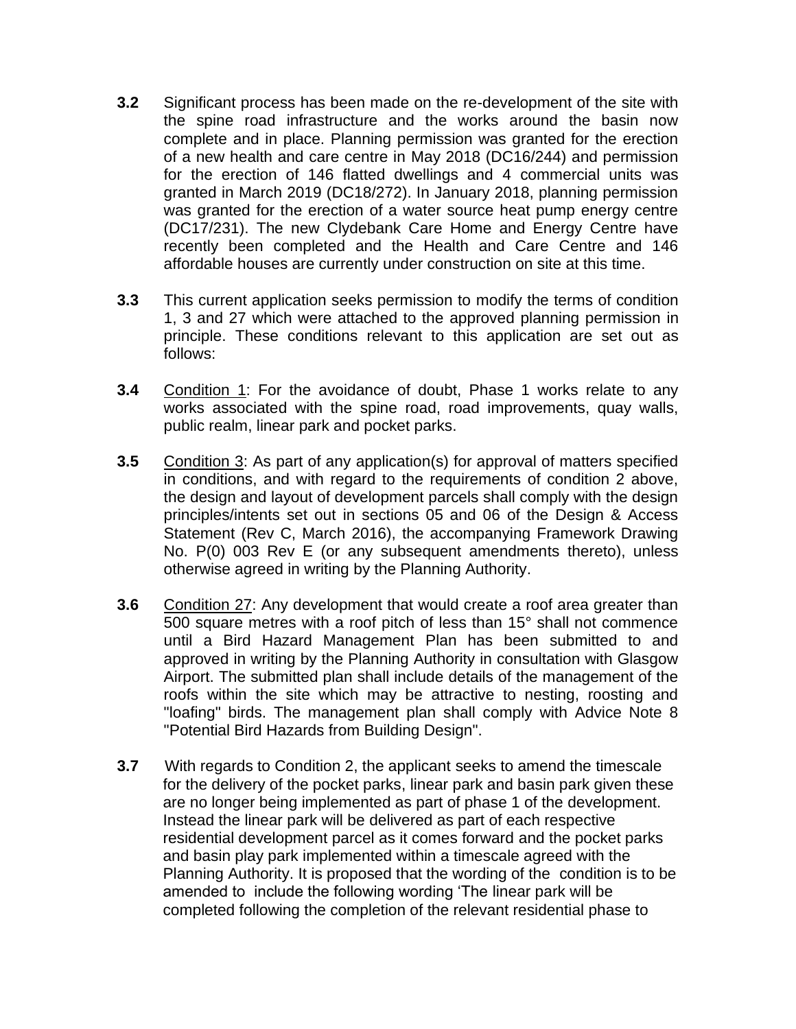**3.2** Significant process has been made on the re-development of the site with the spine road infrastructure and the works around the basin now complete and in place. Planning permission was granted for the erection of a new health and care centre in May 2018 (DC16/244) and permission for the erection of 146 flatted dwellings and 4 commercial units was granted in March 2019 (DC18/272). In January 2018, planning permission was granted for the erection of a water source heat pump energy centre (DC17/231). The new Clydebank Care Home and Energy Centre have recently been completed and the Health and Care Centre and 146 affordable houses are currently under construction on site at this time.

**3.3** This current application seeks permission to modify the terms of condition 1, 3 and 27 which were attached to the approved planning permission in principle. These conditions relevant to this application are set out as follows:

**3.4** Condition 1: For the avoidance of doubt, Phase 1 works relate to any works associated with the spine road, road improvements, quay walls, public realm, linear park and pocket parks.

**3.5** Condition 3: As part of any application(s) for approval of matters specified in conditions, and with regard to the requirements of condition 2 above, the design and layout of development parcels shall comply with the design principles/intents set out in sections 05 and 06 of the Design & Access Statement (Rev C, March 2016), the accompanying Framework Drawing No. P(0) 003 Rev E (or any subsequent amendments thereto), unless otherwise agreed in writing by the Planning Authority.

**3.6** Condition 27: Any development that would create a roof area greater than 500 square metres with a roof pitch of less than 15° shall not commence until a Bird Hazard Management Plan has been submitted to and approved in writing by the Planning Authority in consultation with Glasgow Airport. The submitted plan shall include details of the management of the roofs within the site which may be attractive to nesting, roosting and "loafing" birds. The management plan shall comply with Advice Note 8 "Potential Bird Hazards from Building Design".

**3.7** With regards to Condition 2, the applicant seeks to amend the timescale for the delivery of the pocket parks, linear park and basin park given these are no longer being implemented as part of phase 1 of the development. Instead the linear park will be delivered as part of each respective residential development parcel as it comes forward and the pocket parks and basin play park implemented within a timescale agreed with the Planning Authority. It is proposed that the wording of the condition is to be amended to include the following wording 'The linear park will be completed following the completion of the relevant residential phase to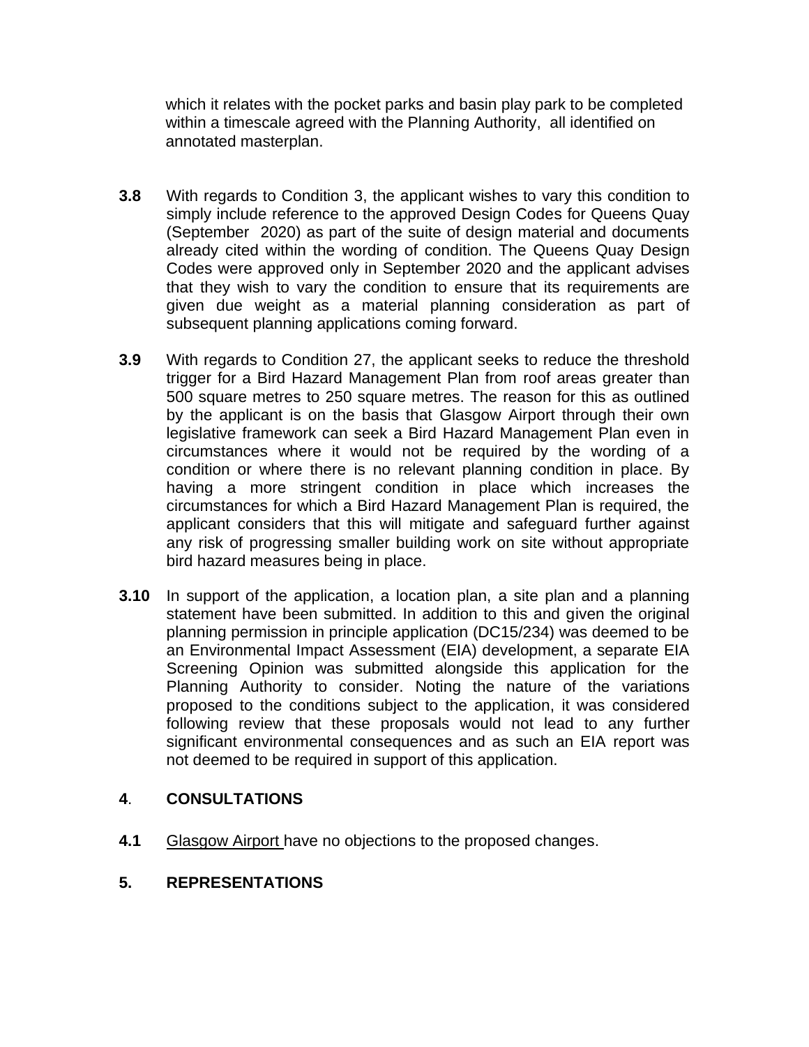which it relates with the pocket parks and basin play park to be completed within a timescale agreed with the Planning Authority, all identified on annotated masterplan.

**3.8** With regards to Condition 3, the applicant wishes to vary this condition to simply include reference to the approved Design Codes for Queens Quay (September 2020) as part of the suite of design material and documents already cited within the wording of condition. The Queens Quay Design Codes were approved only in September 2020 and the applicant advises that they wish to vary the condition to ensure that its requirements are given due weight as a material planning consideration as part of subsequent planning applications coming forward.

**3.9** With regards to Condition 27, the applicant seeks to reduce the threshold trigger for a Bird Hazard Management Plan from roof areas greater than 500 square metres to 250 square metres. The reason for this as outlined by the applicant is on the basis that Glasgow Airport through their own legislative framework can seek a Bird Hazard Management Plan even in circumstances where it would not be required by the wording of a condition or where there is no relevant planning condition in place. By having a more stringent condition in place which increases the circumstances for which a Bird Hazard Management Plan is required, the applicant considers that this will mitigate and safeguard further against any risk of progressing smaller building work on site without appropriate bird hazard measures being in place.

**3.10** In support of the application, a location plan, a site plan and a planning statement have been submitted. In addition to this and given the original planning permission in principle application (DC15/234) was deemed to be an Environmental Impact Assessment (EIA) development, a separate EIA Screening Opinion was submitted alongside this application for the Planning Authority to consider. Noting the nature of the variations proposed to the conditions subject to the application, it was considered following review that these proposals would not lead to any further significant environmental consequences and as such an EIA report was not deemed to be required in support of this application.

## 4. CONSULTATIONS

**4.1** Glasgow Airport have no objections to the proposed changes.

## 5. REPRESENTATIONS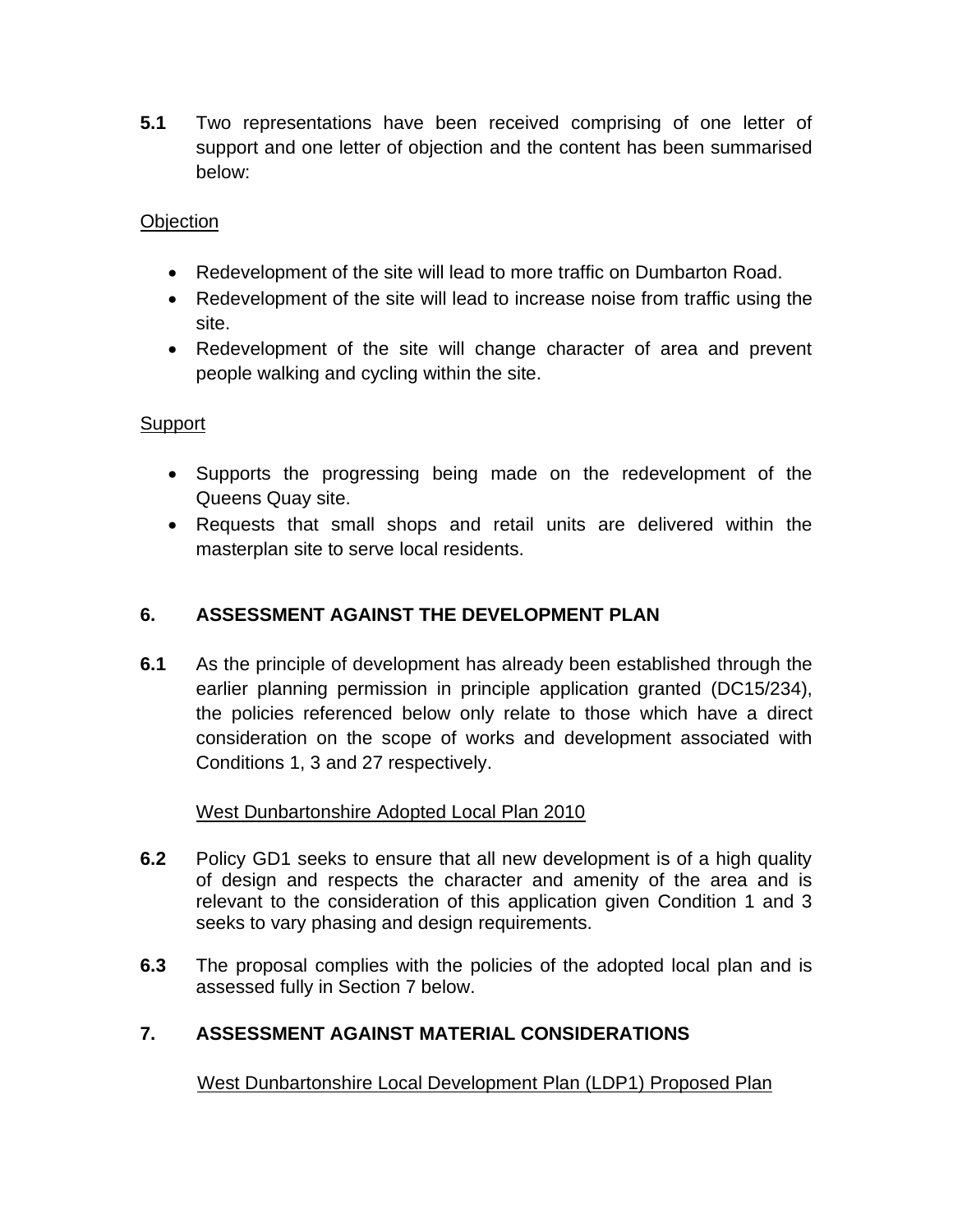**5.1** Two representations have been received comprising of one letter of support and one letter of objection and the content has been summarised below:

Objection

- Redevelopment of the site will lead to more traffic on Dumbarton Road.
- Redevelopment of the site will lead to increase noise from traffic using the site.
- Redevelopment of the site will change character of area and prevent people walking and cycling within the site.

Support

- Supports the progressing being made on the redevelopment of the Queens Quay site.
- Requests that small shops and retail units are delivered within the masterplan site to serve local residents.

## 6. ASSESSMENT AGAINST THE DEVELOPMENT PLAN

**6.1** As the principle of development has already been established through the earlier planning permission in principle application granted (DC15/234), the policies referenced below only relate to those which have a direct consideration on the scope of works and development associated with Conditions 1, 3 and 27 respectively.

West Dunbartonshire Adopted Local Plan 2010

**6.2** Policy GD1 seeks to ensure that all new development is of a high quality of design and respects the character and amenity of the area and is relevant to the consideration of this application given Condition 1 and 3 seeks to vary phasing and design requirements.

**6.3** The proposal complies with the policies of the adopted local plan and is assessed fully in Section 7 below.

## 7. ASSESSMENT AGAINST MATERIAL CONSIDERATIONS

West Dunbartonshire Local Development Plan (LDP1) Proposed Plan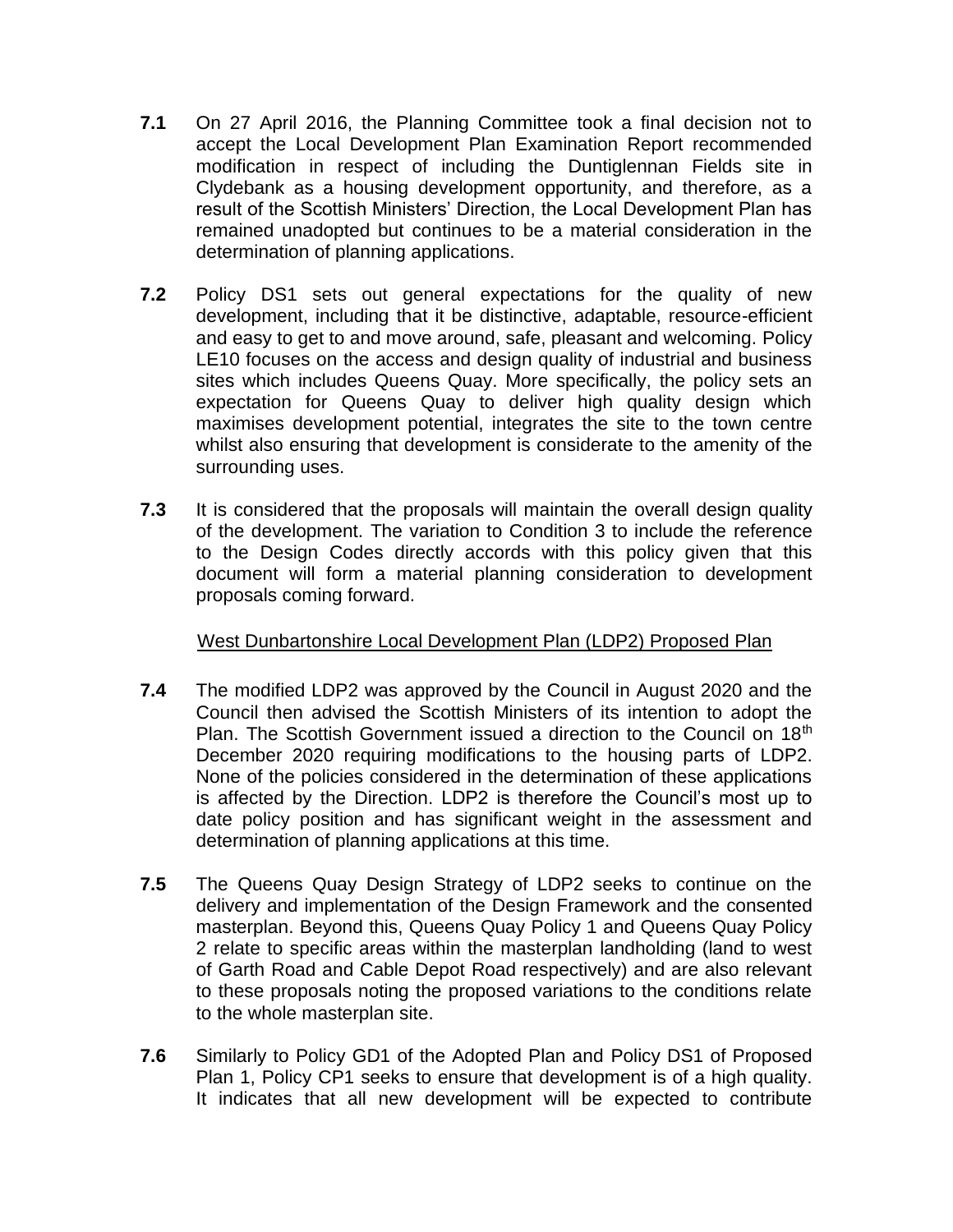**7.1** On 27 April 2016, the Planning Committee took a final decision not to accept the Local Development Plan Examination Report recommended modification in respect of including the Duntiglennan Fields site in Clydebank as a housing development opportunity, and therefore, as a result of the Scottish Ministers' Direction, the Local Development Plan has remained unadopted but continues to be a material consideration in the determination of planning applications.

**7.2** Policy DS1 sets out general expectations for the quality of new development, including that it be distinctive, adaptable, resource-efficient and easy to get to and move around, safe, pleasant and welcoming. Policy LE10 focuses on the access and design quality of industrial and business sites which includes Queens Quay. More specifically, the policy sets an expectation for Queens Quay to deliver high quality design which maximises development potential, integrates the site to the town centre whilst also ensuring that development is considerate to the amenity of the surrounding uses.

**7.3** It is considered that the proposals will maintain the overall design quality of the development. The variation to Condition 3 to include the reference to the Design Codes directly accords with this policy given that this document will form a material planning consideration to development proposals coming forward.

West Dunbartonshire Local Development Plan (LDP2) Proposed Plan

**7.4** The modified LDP2 was approved by the Council in August 2020 and the Council then advised the Scottish Ministers of its intention to adopt the Plan. The Scottish Government issued a direction to the Council on 18th December 2020 requiring modifications to the housing parts of LDP2. None of the policies considered in the determination of these applications is affected by the Direction. LDP2 is therefore the Council's most up to date policy position and has significant weight in the assessment and determination of planning applications at this time.

**7.5** The Queens Quay Design Strategy of LDP2 seeks to continue on the delivery and implementation of the Design Framework and the consented masterplan. Beyond this, Queens Quay Policy 1 and Queens Quay Policy 2 relate to specific areas within the masterplan landholding (land to west of Garth Road and Cable Depot Road respectively) and are also relevant to these proposals noting the proposed variations to the conditions relate to the whole masterplan site.

**7.6** Similarly to Policy GD1 of the Adopted Plan and Policy DS1 of Proposed Plan 1, Policy CP1 seeks to ensure that development is of a high quality. It indicates that all new development will be expected to contribute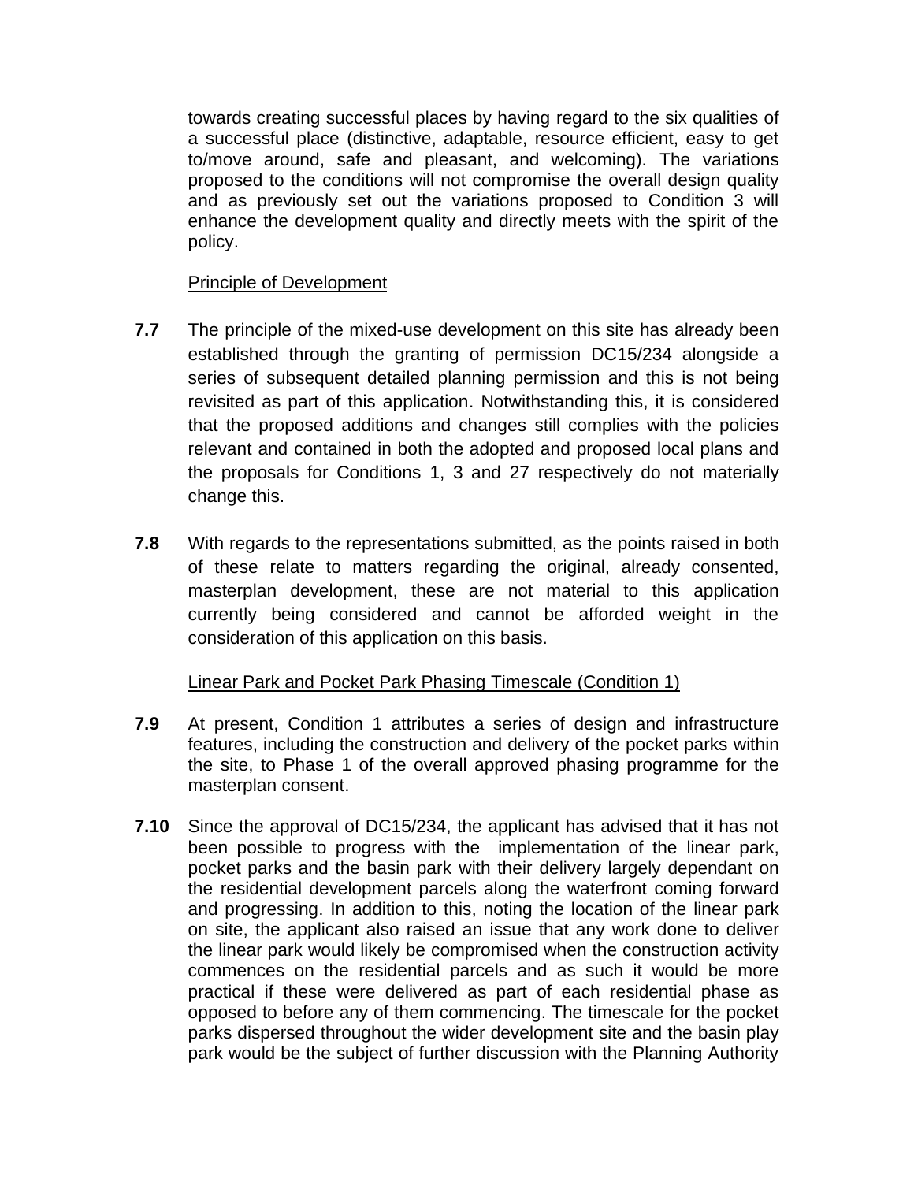towards creating successful places by having regard to the six qualities of a successful place (distinctive, adaptable, resource efficient, easy to get to/move around, safe and pleasant, and welcoming). The variations proposed to the conditions will not compromise the overall design quality and as previously set out the variations proposed to Condition 3 will enhance the development quality and directly meets with the spirit of the policy.

Principle of Development

**7.7** The principle of the mixed-use development on this site has already been established through the granting of permission DC15/234 alongside a series of subsequent detailed planning permission and this is not being revisited as part of this application. Notwithstanding this, it is considered that the proposed additions and changes still complies with the policies relevant and contained in both the adopted and proposed local plans and the proposals for Conditions 1, 3 and 27 respectively do not materially change this.

**7.8** With regards to the representations submitted, as the points raised in both of these relate to matters regarding the original, already consented, masterplan development, these are not material to this application currently being considered and cannot be afforded weight in the consideration of this application on this basis.

Linear Park and Pocket Park Phasing Timescale (Condition 1)

**7.9** At present, Condition 1 attributes a series of design and infrastructure features, including the construction and delivery of the pocket parks within the site, to Phase 1 of the overall approved phasing programme for the masterplan consent.

**7.10** Since the approval of DC15/234, the applicant has advised that it has not been possible to progress with the implementation of the linear park, pocket parks and the basin park with their delivery largely dependant on the residential development parcels along the waterfront coming forward and progressing. In addition to this, noting the location of the linear park on site, the applicant also raised an issue that any work done to deliver the linear park would likely be compromised when the construction activity commences on the residential parcels and as such it would be more practical if these were delivered as part of each residential phase as opposed to before any of them commencing. The timescale for the pocket parks dispersed throughout the wider development site and the basin play park would be the subject of further discussion with the Planning Authority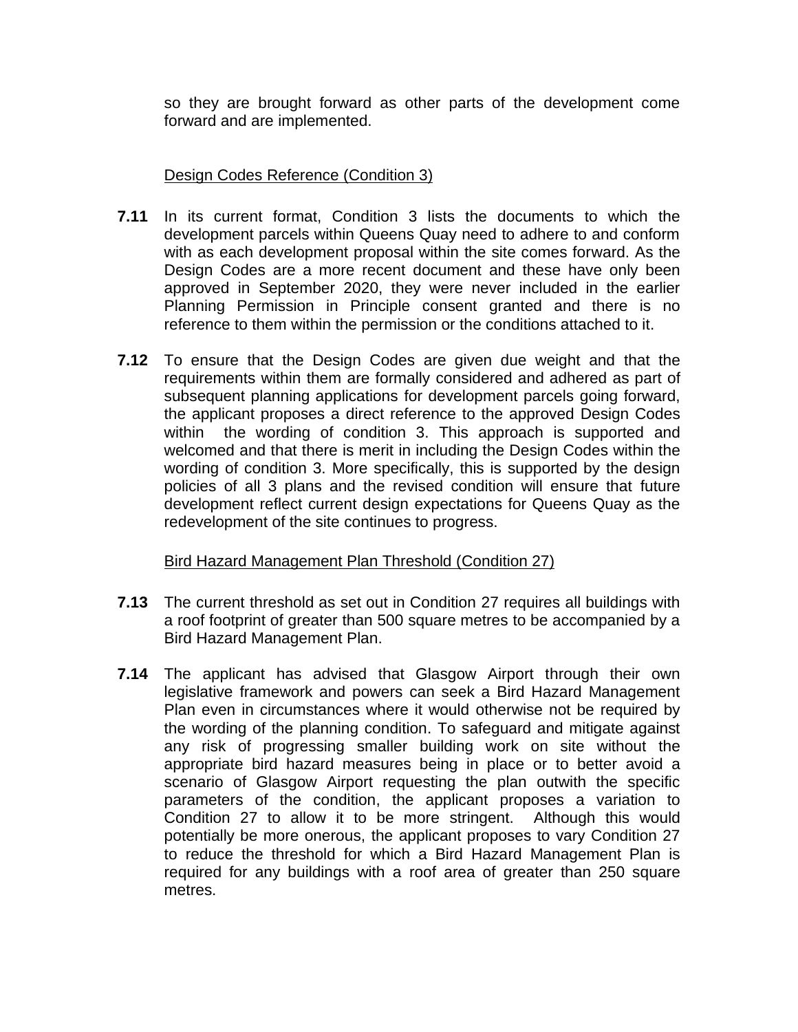so they are brought forward as other parts of the development come forward and are implemented.

Design Codes Reference (Condition 3)

**7.11** In its current format, Condition 3 lists the documents to which the development parcels within Queens Quay need to adhere to and conform with as each development proposal within the site comes forward. As the Design Codes are a more recent document and these have only been approved in September 2020, they were never included in the earlier Planning Permission in Principle consent granted and there is no reference to them within the permission or the conditions attached to it.

**7.12** To ensure that the Design Codes are given due weight and that the requirements within them are formally considered and adhered as part of subsequent planning applications for development parcels going forward, the applicant proposes a direct reference to the approved Design Codes within the wording of condition 3. This approach is supported and welcomed and that there is merit in including the Design Codes within the wording of condition 3. More specifically, this is supported by the design policies of all 3 plans and the revised condition will ensure that future development reflect current design expectations for Queens Quay as the redevelopment of the site continues to progress.

Bird Hazard Management Plan Threshold (Condition 27)

**7.13** The current threshold as set out in Condition 27 requires all buildings with a roof footprint of greater than 500 square metres to be accompanied by a Bird Hazard Management Plan.

**7.14** The applicant has advised that Glasgow Airport through their own legislative framework and powers can seek a Bird Hazard Management Plan even in circumstances where it would otherwise not be required by the wording of the planning condition. To safeguard and mitigate against any risk of progressing smaller building work on site without the appropriate bird hazard measures being in place or to better avoid a scenario of Glasgow Airport requesting the plan outwith the specific parameters of the condition, the applicant proposes a variation to Condition 27 to allow it to be more stringent. Although this would potentially be more onerous, the applicant proposes to vary Condition 27 to reduce the threshold for which a Bird Hazard Management Plan is required for any buildings with a roof area of greater than 250 square metres.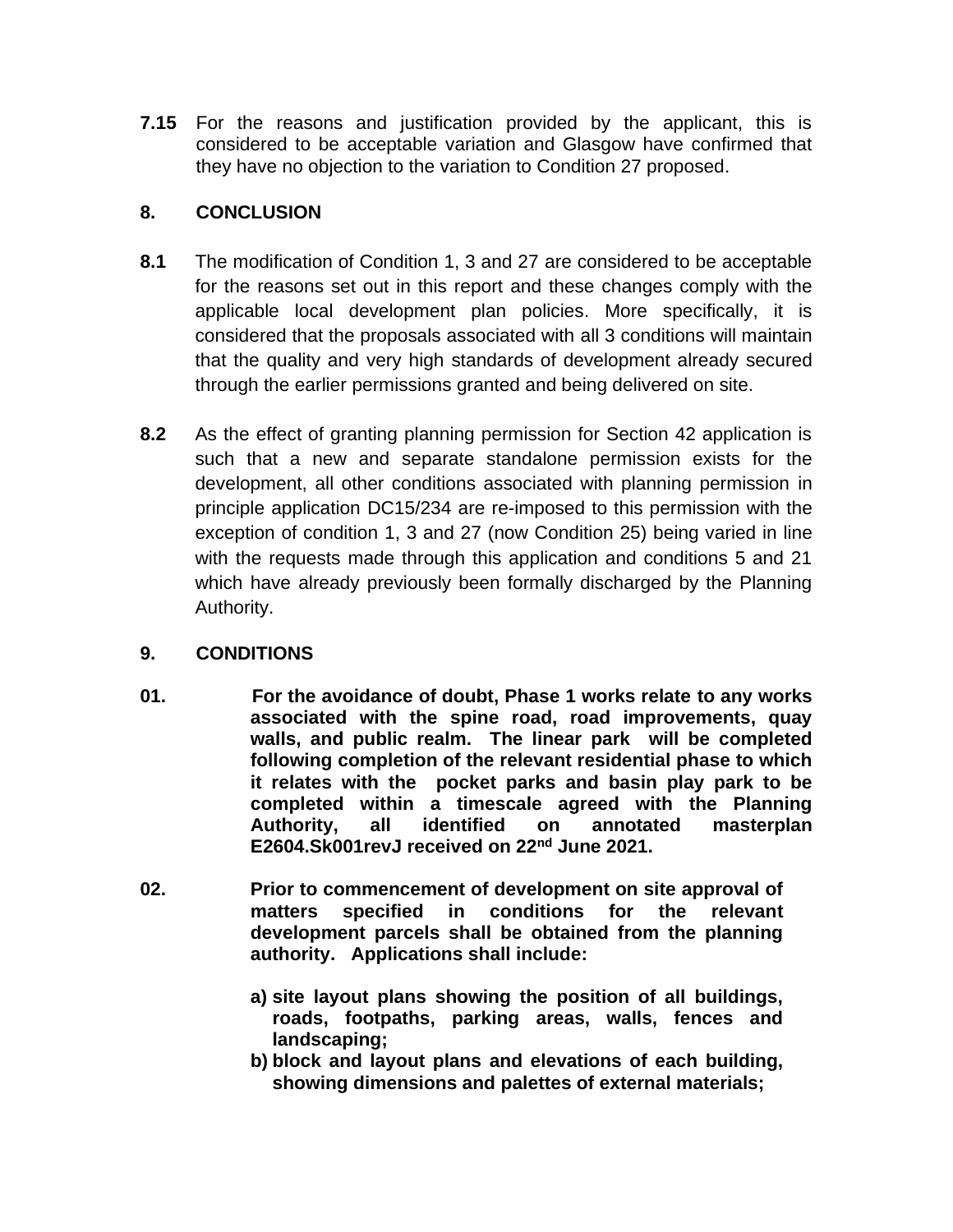**7.15** For the reasons and justification provided by the applicant, this is considered to be acceptable variation and Glasgow have confirmed that they have no objection to the variation to Condition 27 proposed.

## 8. CONCLUSION

**8.1** The modification of Condition 1, 3 and 27 are considered to be acceptable for the reasons set out in this report and these changes comply with the applicable local development plan policies. More specifically, it is considered that the proposals associated with all 3 conditions will maintain that the quality and very high standards of development already secured through the earlier permissions granted and being delivered on site.

**8.2** As the effect of granting planning permission for Section 42 application is such that a new and separate standalone permission exists for the development, all other conditions associated with planning permission in principle application DC15/234 are re-imposed to this permission with the exception of condition 1, 3 and 27 (now Condition 25) being varied in line with the requests made through this application and conditions 5 and 21 which have already previously been formally discharged by the Planning Authority.

## 9. CONDITIONS

**01.** **For the avoidance of doubt, Phase 1 works relate to any works associated with the spine road, road improvements, quay walls, and public realm. The linear park will be completed following completion of the relevant residential phase to which it relates with the pocket parks and basin play park to be completed within a timescale agreed with the Planning Authority, all identified on annotated masterplan E2604.Sk001revJ received on 22nd June 2021.**

**02.** **Prior to commencement of development on site approval of matters specified in conditions for the relevant development parcels shall be obtained from the planning authority. Applications shall include:**

- **a) site layout plans showing the position of all buildings, roads, footpaths, parking areas, walls, fences and landscaping;**
- **b) block and layout plans and elevations of each building, showing dimensions and palettes of external materials;**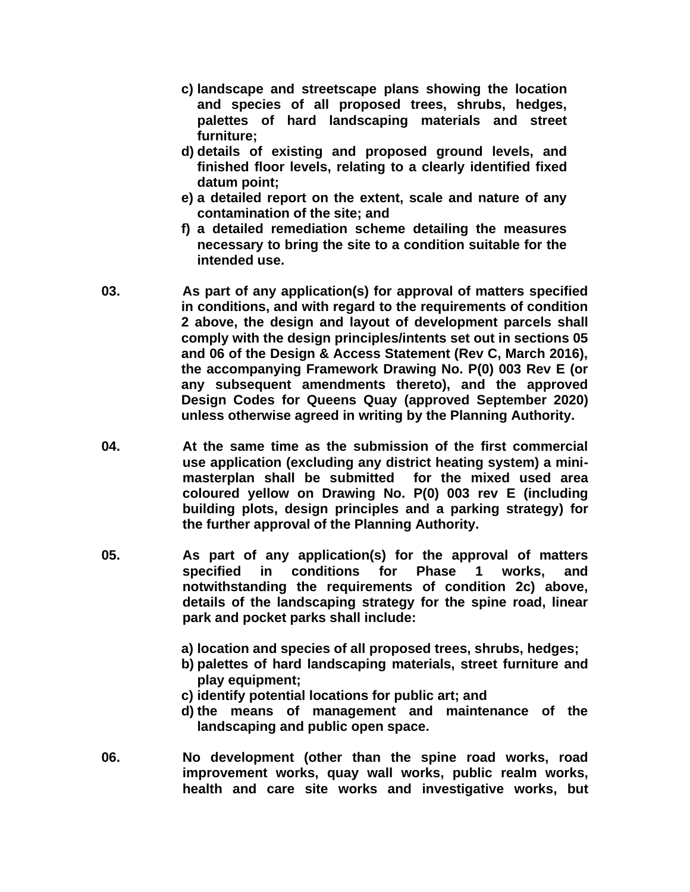c) **landscape and streetscape plans showing the location and species of all proposed trees, shrubs, hedges, palettes of hard landscaping materials and street furniture;**
d) **details of existing and proposed ground levels, and finished floor levels, relating to a clearly identified fixed datum point;**
e) **a detailed report on the extent, scale and nature of any contamination of the site; and**
f) **a detailed remediation scheme detailing the measures necessary to bring the site to a condition suitable for the intended use.**

**03.** **As part of any application(s) for approval of matters specified in conditions, and with regard to the requirements of condition 2 above, the design and layout of development parcels shall comply with the design principles/intents set out in sections 05 and 06 of the Design & Access Statement (Rev C, March 2016), the accompanying Framework Drawing No. P(0) 003 Rev E (or any subsequent amendments thereto), and the approved Design Codes for Queens Quay (approved September 2020) unless otherwise agreed in writing by the Planning Authority.**

**04.** **At the same time as the submission of the first commercial use application (excluding any district heating system) a mini-masterplan shall be submitted for the mixed used area coloured yellow on Drawing No. P(0) 003 rev E (including building plots, design principles and a parking strategy) for the further approval of the Planning Authority.**

**05.** **As part of any application(s) for the approval of matters specified in conditions for Phase 1 works, and notwithstanding the requirements of condition 2c) above, details of the landscaping strategy for the spine road, linear park and pocket parks shall include:**

a) **location and species of all proposed trees, shrubs, hedges;**
b) **palettes of hard landscaping materials, street furniture and play equipment;**
c) **identify potential locations for public art; and**
d) **the means of management and maintenance of the landscaping and public open space.**

**06.** **No development (other than the spine road works, road improvement works, quay wall works, public realm works, health and care site works and investigative works, but**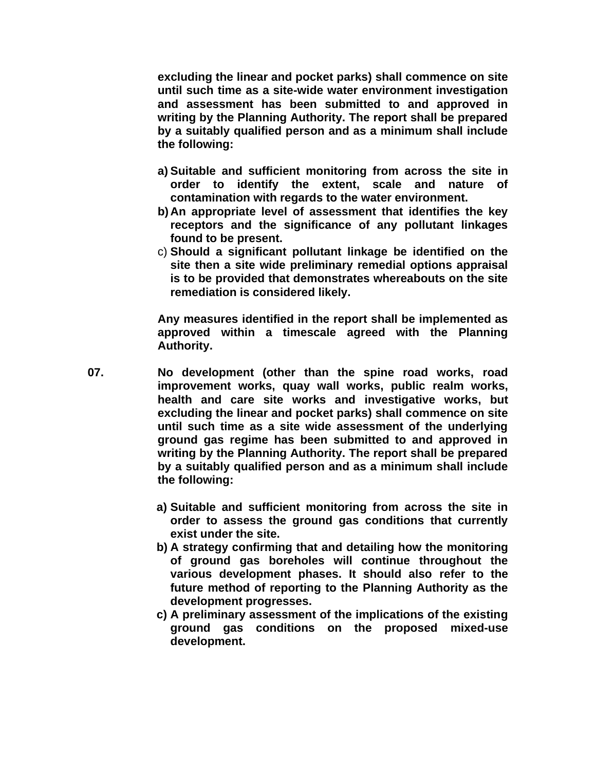**excluding the linear and pocket parks) shall commence on site until such time as a site-wide water environment investigation and assessment has been submitted to and approved in writing by the Planning Authority. The report shall be prepared by a suitably qualified person and as a minimum shall include the following:**

**a) Suitable and sufficient monitoring from across the site in order to identify the extent, scale and nature of contamination with regards to the water environment.**
**b) An appropriate level of assessment that identifies the key receptors and the significance of any pollutant linkages found to be present.**
**c) Should a significant pollutant linkage be identified on the site then a site wide preliminary remedial options appraisal is to be provided that demonstrates whereabouts on the site remediation is considered likely.**

**Any measures identified in the report shall be implemented as approved within a timescale agreed with the Planning Authority.**

**07.** **No development (other than the spine road works, road improvement works, quay wall works, public realm works, health and care site works and investigative works, but excluding the linear and pocket parks) shall commence on site until such time as a site wide assessment of the underlying ground gas regime has been submitted to and approved in writing by the Planning Authority. The report shall be prepared by a suitably qualified person and as a minimum shall include the following:**

**a) Suitable and sufficient monitoring from across the site in order to assess the ground gas conditions that currently exist under the site.**
**b) A strategy confirming that and detailing how the monitoring of ground gas boreholes will continue throughout the various development phases. It should also refer to the future method of reporting to the Planning Authority as the development progresses.**
**c) A preliminary assessment of the implications of the existing ground gas conditions on the proposed mixed-use development.**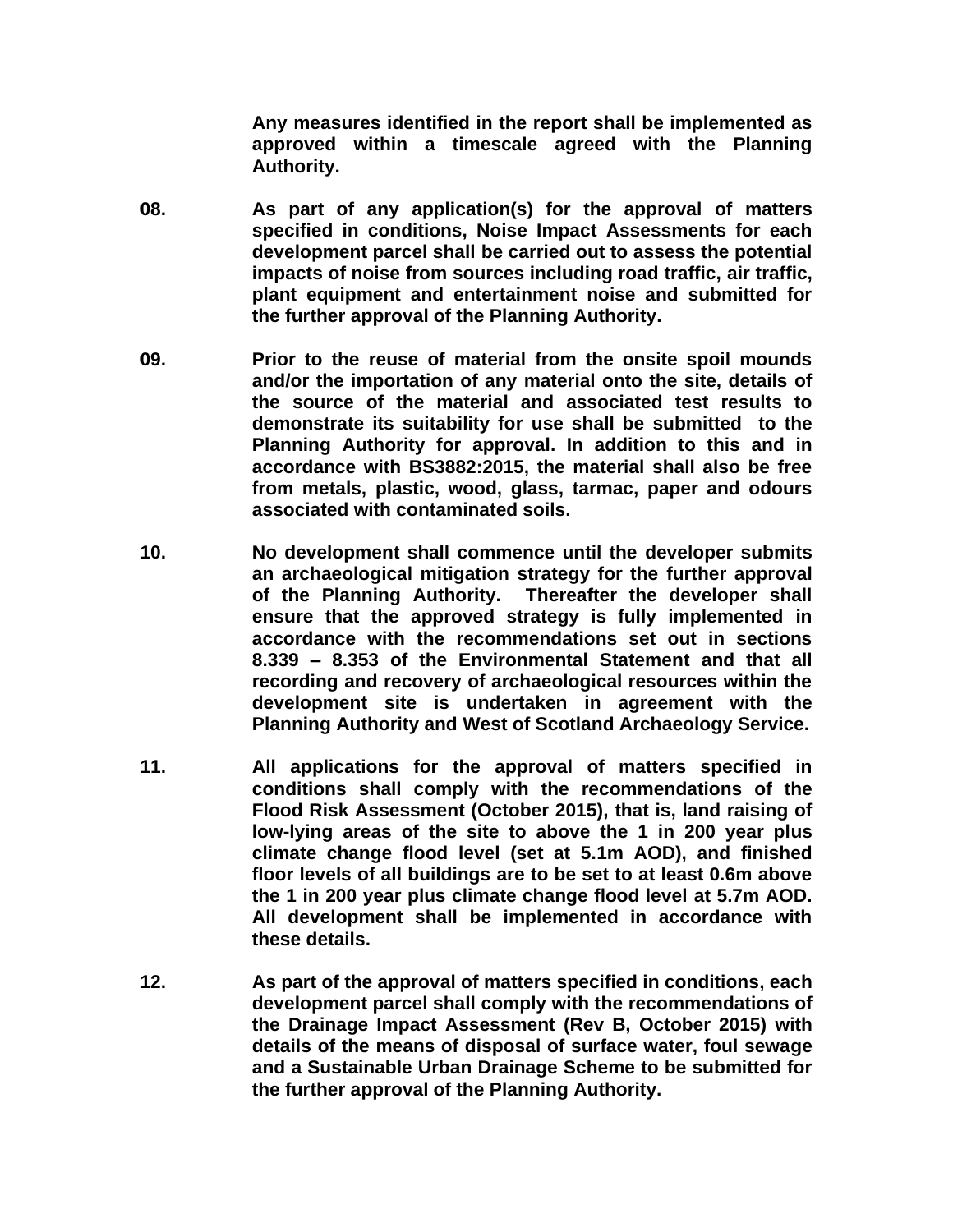**Any measures identified in the report shall be implemented as approved within a timescale agreed with the Planning Authority.**

**08.** **As part of any application(s) for the approval of matters specified in conditions, Noise Impact Assessments for each development parcel shall be carried out to assess the potential impacts of noise from sources including road traffic, air traffic, plant equipment and entertainment noise and submitted for the further approval of the Planning Authority.**

**09.** **Prior to the reuse of material from the onsite spoil mounds and/or the importation of any material onto the site, details of the source of the material and associated test results to demonstrate its suitability for use shall be submitted to the Planning Authority for approval. In addition to this and in accordance with BS3882:2015, the material shall also be free from metals, plastic, wood, glass, tarmac, paper and odours associated with contaminated soils.**

**10.** **No development shall commence until the developer submits an archaeological mitigation strategy for the further approval of the Planning Authority. Thereafter the developer shall ensure that the approved strategy is fully implemented in accordance with the recommendations set out in sections 8.339 – 8.353 of the Environmental Statement and that all recording and recovery of archaeological resources within the development site is undertaken in agreement with the Planning Authority and West of Scotland Archaeology Service.**

**11.** **All applications for the approval of matters specified in conditions shall comply with the recommendations of the Flood Risk Assessment (October 2015), that is, land raising of low-lying areas of the site to above the 1 in 200 year plus climate change flood level (set at 5.1m AOD), and finished floor levels of all buildings are to be set to at least 0.6m above the 1 in 200 year plus climate change flood level at 5.7m AOD. All development shall be implemented in accordance with these details.**

**12.** **As part of the approval of matters specified in conditions, each development parcel shall comply with the recommendations of the Drainage Impact Assessment (Rev B, October 2015) with details of the means of disposal of surface water, foul sewage and a Sustainable Urban Drainage Scheme to be submitted for the further approval of the Planning Authority.**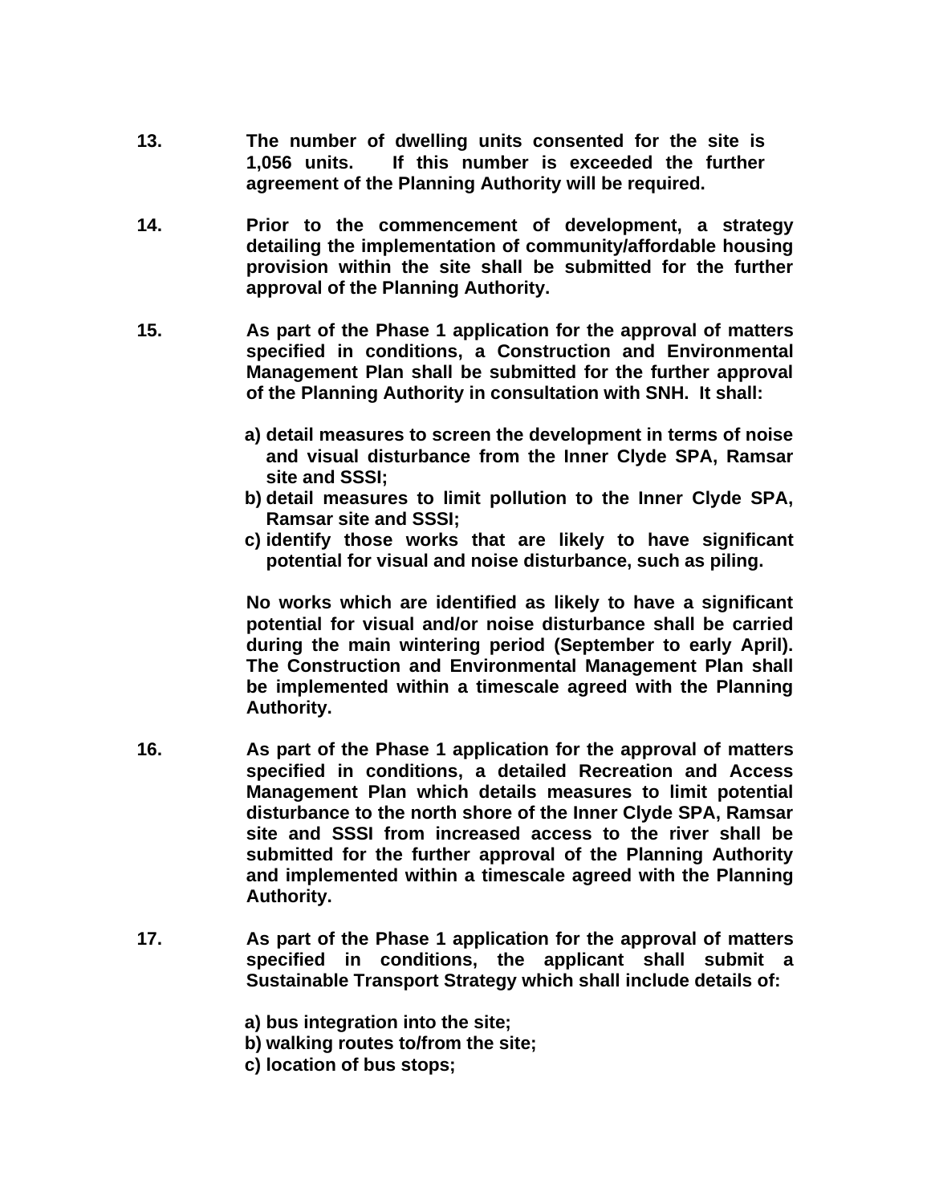**13.** **The number of dwelling units consented for the site is 1,056 units. If this number is exceeded the further agreement of the Planning Authority will be required.**

**14.** **Prior to the commencement of development, a strategy detailing the implementation of community/affordable housing provision within the site shall be submitted for the further approval of the Planning Authority.**

**15.** **As part of the Phase 1 application for the approval of matters specified in conditions, a Construction and Environmental Management Plan shall be submitted for the further approval of the Planning Authority in consultation with SNH. It shall:**

> **a) detail measures to screen the development in terms of noise and visual disturbance from the Inner Clyde SPA, Ramsar site and SSSI;**
> **b) detail measures to limit pollution to the Inner Clyde SPA, Ramsar site and SSSI;**
> **c) identify those works that are likely to have significant potential for visual and noise disturbance, such as piling.**

**No works which are identified as likely to have a significant potential for visual and/or noise disturbance shall be carried during the main wintering period (September to early April). The Construction and Environmental Management Plan shall be implemented within a timescale agreed with the Planning Authority.**

**16.** **As part of the Phase 1 application for the approval of matters specified in conditions, a detailed Recreation and Access Management Plan which details measures to limit potential disturbance to the north shore of the Inner Clyde SPA, Ramsar site and SSSI from increased access to the river shall be submitted for the further approval of the Planning Authority and implemented within a timescale agreed with the Planning Authority.**

**17.** **As part of the Phase 1 application for the approval of matters specified in conditions, the applicant shall submit a Sustainable Transport Strategy which shall include details of:**

> **a) bus integration into the site;**
> **b) walking routes to/from the site;**
> **c) location of bus stops;**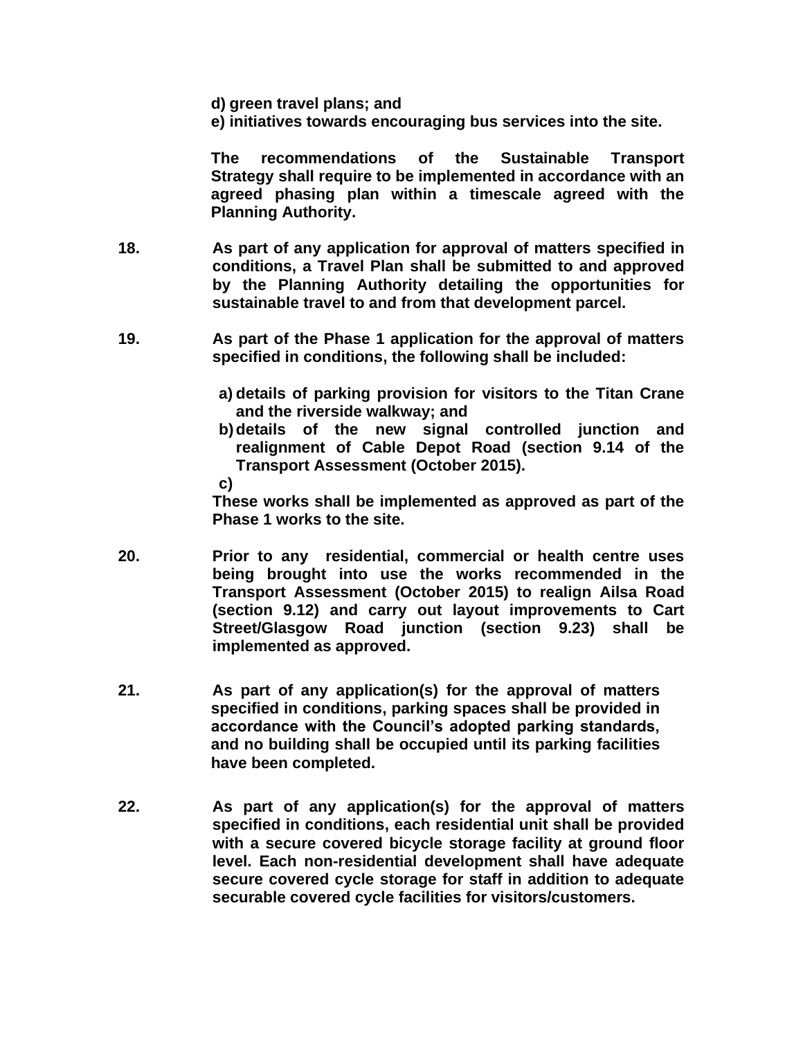d) **green travel plans; and**
e) **initiatives towards encouraging bus services into the site.**

**The recommendations of the Sustainable Transport Strategy shall require to be implemented in accordance with an agreed phasing plan within a timescale agreed with the Planning Authority.**

**18.** **As part of any application for approval of matters specified in conditions, a Travel Plan shall be submitted to and approved by the Planning Authority detailing the opportunities for sustainable travel to and from that development parcel.**

**19.** **As part of the Phase 1 application for the approval of matters specified in conditions, the following shall be included:**

a) **details of parking provision for visitors to the Titan Crane and the riverside walkway; and**
b) **details of the new signal controlled junction and realignment of Cable Depot Road (section 9.14 of the Transport Assessment (October 2015).**
c)

**These works shall be implemented as approved as part of the Phase 1 works to the site.**

**20.** **Prior to any residential, commercial or health centre uses being brought into use the works recommended in the Transport Assessment (October 2015) to realign Ailsa Road (section 9.12) and carry out layout improvements to Cart Street/Glasgow Road junction (section 9.23) shall be implemented as approved.**

**21.** **As part of any application(s) for the approval of matters specified in conditions, parking spaces shall be provided in accordance with the Council's adopted parking standards, and no building shall be occupied until its parking facilities have been completed.**

**22.** **As part of any application(s) for the approval of matters specified in conditions, each residential unit shall be provided with a secure covered bicycle storage facility at ground floor level. Each non-residential development shall have adequate secure covered cycle storage for staff in addition to adequate securable covered cycle facilities for visitors/customers.**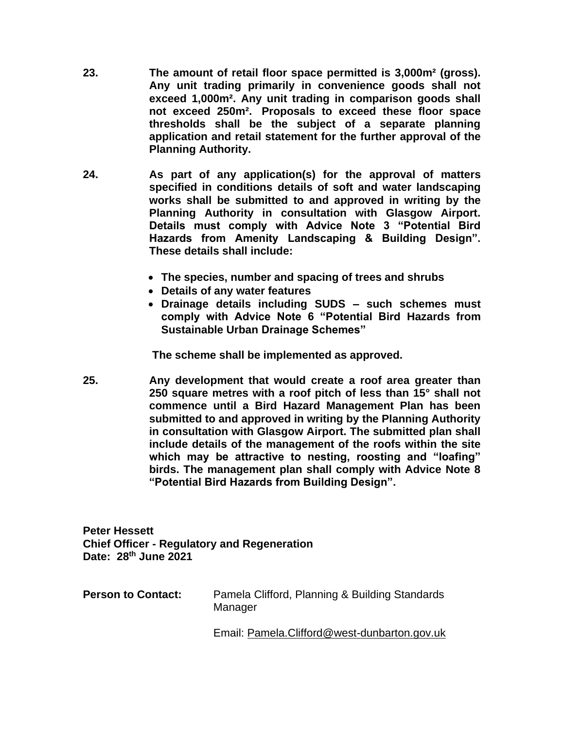**23.** **The amount of retail floor space permitted is 3,000m² (gross). Any unit trading primarily in convenience goods shall not exceed 1,000m². Any unit trading in comparison goods shall not exceed 250m². Proposals to exceed these floor space thresholds shall be the subject of a separate planning application and retail statement for the further approval of the Planning Authority.**

**24.** **As part of any application(s) for the approval of matters specified in conditions details of soft and water landscaping works shall be submitted to and approved in writing by the Planning Authority in consultation with Glasgow Airport. Details must comply with Advice Note 3 "Potential Bird Hazards from Amenity Landscaping & Building Design". These details shall include:**

- **The species, number and spacing of trees and shrubs**
- **Details of any water features**
- **Drainage details including SUDS – such schemes must comply with Advice Note 6 "Potential Bird Hazards from Sustainable Urban Drainage Schemes"**

**The scheme shall be implemented as approved.**

**25.** **Any development that would create a roof area greater than 250 square metres with a roof pitch of less than 15° shall not commence until a Bird Hazard Management Plan has been submitted to and approved in writing by the Planning Authority in consultation with Glasgow Airport. The submitted plan shall include details of the management of the roofs within the site which may be attractive to nesting, roosting and "loafing" birds. The management plan shall comply with Advice Note 8 "Potential Bird Hazards from Building Design".**

**Peter Hessett**
**Chief Officer - Regulatory and Regeneration**
**Date: 28th June 2021**

**Person to Contact:** Pamela Clifford, Planning & Building Standards Manager

Email: Pamela.Clifford@west-dunbarton.gov.uk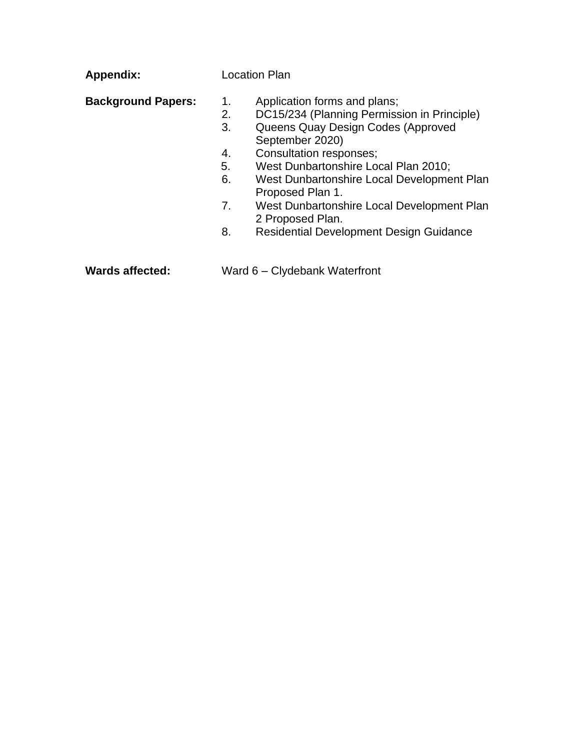**Appendix:** Location Plan

**Background Papers:**

1. Application forms and plans;
2. DC15/234 (Planning Permission in Principle)
3. Queens Quay Design Codes (Approved September 2020)
4. Consultation responses;
5. West Dunbartonshire Local Plan 2010;
6. West Dunbartonshire Local Development Plan Proposed Plan 1.
7. West Dunbartonshire Local Development Plan 2 Proposed Plan.
8. Residential Development Design Guidance

**Wards affected:** Ward 6 – Clydebank Waterfront